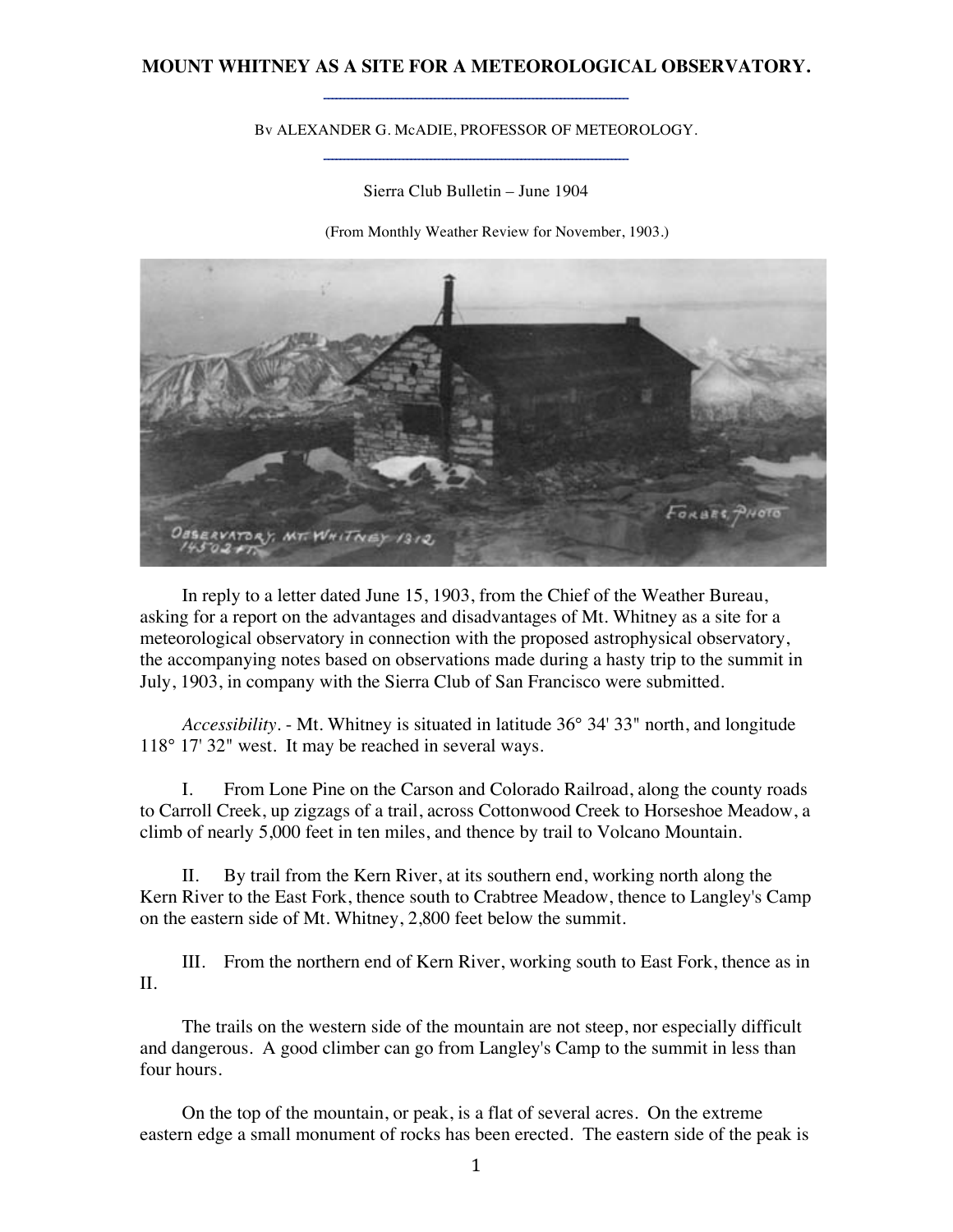# MOUNT WHITNEY AS A SITE FOR A METEOROLOGICAL OBSERVATORY.

By ALEXANDER G. McADIE, PROFESSOR OF METEOROLOGY.

Sierra Club Bulletin – June 1904

(From Monthly Weather Review for November, 1903.)

In reply to a letter dated June 15, 1903, from the Chief of the Weather Bureau, asking for a report on the advantages and disadvantages of Mt. Whitney as a site for a meteorological observatory in connection with the proposed astrophysical observatory, the accompanying notes based on observations made during a hasty trip to the summit in July, 1903, in company with the Sierra Club of San Francisco were submitted.

*Accessibility.* - Mt. Whitney is situated in latitude 36° 34' 33" north, and longitude 118° 17' 32" west. It may be reached in several ways.

I. From Lone Pine on the Carson and Colorado Railroad, along the county roads to Carroll Creek, up zigzags of a trail, across Cottonwood Creek to Horseshoe Meadow, a climb of nearly 5,000 feet in ten miles, and thence by trail to Volcano Mountain.

II. By trail from the Kern River, at its southern end, working north along the Kern River to the East Fork, thence south to Crabtree Meadow, thence to Langley's Camp on the eastern side of Mt. Whitney, 2,800 feet below the summit.

III. From the northern end of Kern River, working south to East Fork, thence as in II.

The trails on the western side of the mountain are not steep, nor especially difficult and dangerous. A good climber can go from Langley's Camp to the summit in less than four hours.

On the top of the mountain, or peak, is a flat of several acres. On the extreme eastern edge a small monument of rocks has been erected. The eastern side of the peak is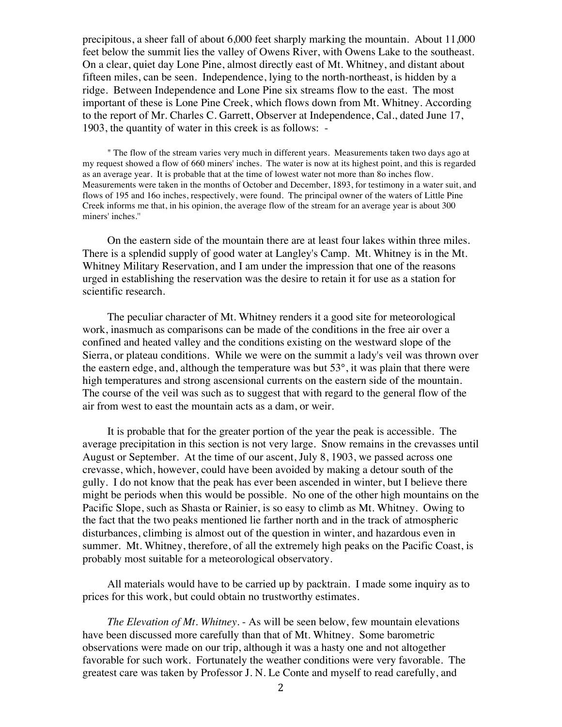precipitous, a sheer fall of about 6,000 feet sharply marking the mountain. About 11,000 feet below the summit lies the valley of Owens River, with Owens Lake to the southeast. On a clear, quiet day Lone Pine, almost directly east of Mt. Whitney, and distant about fifteen miles, can be seen. Independence, lying to the north-northeast, is hidden by a ridge. Between Independence and Lone Pine six streams flow to the east. The most important of these is Lone Pine Creek, which flows down from Mt. Whitney. According to the report of Mr. Charles C. Garrett, Observer at Independence, Cal., dated June 17, 1903, the quantity of water in this creek is as follows: -

> " The flow of the stream varies very much in different years. Measurements taken two days ago at my request showed a flow of 660 miners' inches. The water is now at its highest point, and this is regarded as an average year. It is probable that at the time of lowest water not more than 8o inches flow. Measurements were taken in the months of October and December, 1893, for testimony in a water suit, and flows of 195 and 16o inches, respectively, were found. The principal owner of the waters of Little Pine Creek informs me that, in his opinion, the average flow of the stream for an average year is about 300 miners' inches."

On the eastern side of the mountain there are at least four lakes within three miles. There is a splendid supply of good water at Langley's Camp. Mt. Whitney is in the Mt. Whitney Military Reservation, and I am under the impression that one of the reasons urged in establishing the reservation was the desire to retain it for use as a station for scientific research.

The peculiar character of Mt. Whitney renders it a good site for meteorological work, inasmuch as comparisons can be made of the conditions in the free air over a confined and heated valley and the conditions existing on the westward slope of the Sierra, or plateau conditions. While we were on the summit a lady's veil was thrown over the eastern edge, and, although the temperature was but 53°, it was plain that there were high temperatures and strong ascensional currents on the eastern side of the mountain. The course of the veil was such as to suggest that with regard to the general flow of the air from west to east the mountain acts as a dam, or weir.

It is probable that for the greater portion of the year the peak is accessible. The average precipitation in this section is not very large. Snow remains in the crevasses until August or September. At the time of our ascent, July 8, 1903, we passed across one crevasse, which, however, could have been avoided by making a detour south of the gully. I do not know that the peak has ever been ascended in winter, but I believe there might be periods when this would be possible. No one of the other high mountains on the Pacific Slope, such as Shasta or Rainier, is so easy to climb as Mt. Whitney. Owing to the fact that the two peaks mentioned lie farther north and in the track of atmospheric disturbances, climbing is almost out of the question in winter, and hazardous even in summer. Mt. Whitney, therefore, of all the extremely high peaks on the Pacific Coast, is probably most suitable for a meteorological observatory.

All materials would have to be carried up by packtrain. I made some inquiry as to prices for this work, but could obtain no trustworthy estimates.

*The Elevation of Mt. Whitney.* - As will be seen below, few mountain elevations have been discussed more carefully than that of Mt. Whitney. Some barometric observations were made on our trip, although it was a hasty one and not altogether favorable for such work. Fortunately the weather conditions were very favorable. The greatest care was taken by Professor J. N. Le Conte and myself to read carefully, and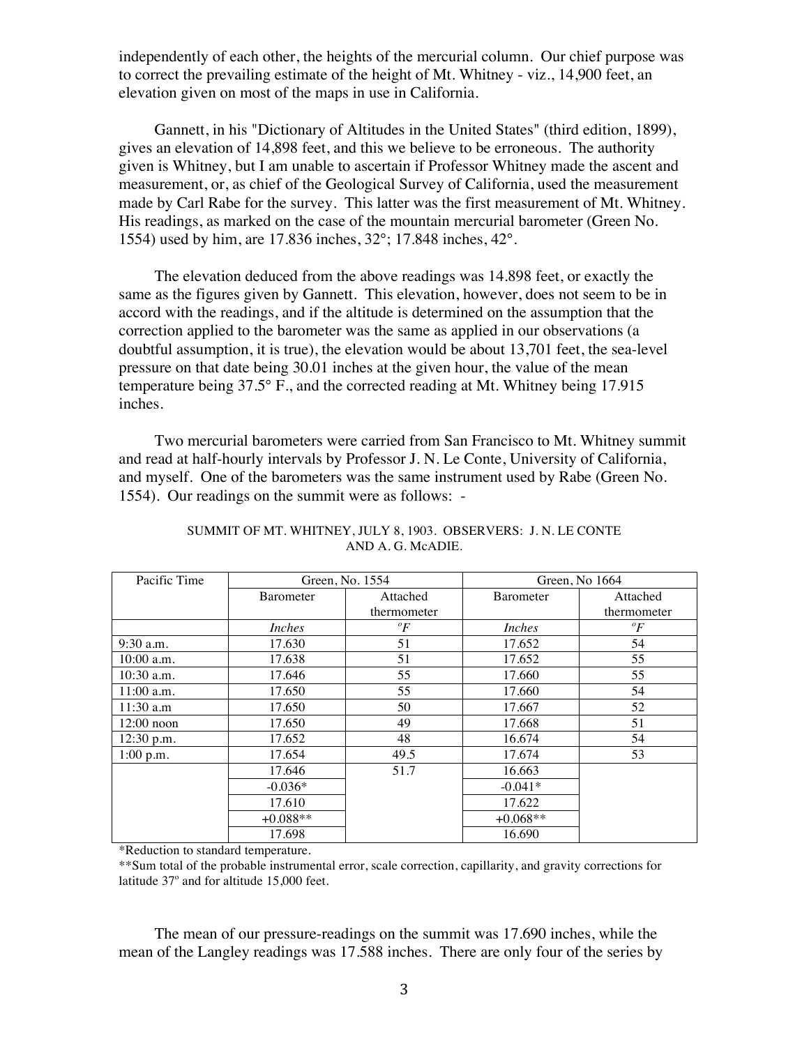independently of each other, the heights of the mercurial column. Our chief purpose was to correct the prevailing estimate of the height of Mt. Whitney - viz., 14,900 feet, an elevation given on most of the maps in use in California.

Gannett, in his "Dictionary of Altitudes in the United States" (third edition, 1899), gives an elevation of 14,898 feet, and this we believe to be erroneous. The authority given is Whitney, but I am unable to ascertain if Professor Whitney made the ascent and measurement, or, as chief of the Geological Survey of California, used the measurement made by Carl Rabe for the survey. This latter was the first measurement of Mt. Whitney. His readings, as marked on the case of the mountain mercurial barometer (Green No. 1554) used by him, are 17.836 inches, 32°; 17.848 inches, 42°.

The elevation deduced from the above readings was 14.898 feet, or exactly the same as the figures given by Gannett. This elevation, however, does not seem to be in accord with the readings, and if the altitude is determined on the assumption that the correction applied to the barometer was the same as applied in our observations (a doubtful assumption, it is true), the elevation would be about 13,701 feet, the sea-level pressure on that date being 30.01 inches at the given hour, the value of the mean temperature being 37.5° F., and the corrected reading at Mt. Whitney being 17.915 inches.

Two mercurial barometers were carried from San Francisco to Mt. Whitney summit and read at half-hourly intervals by Professor J. N. Le Conte, University of California, and myself. One of the barometers was the same instrument used by Rabe (Green No. 1554). Our readings on the summit were as follows: -

SUMMIT OF MT. WHITNEY, JULY 8, 1903. OBSERVERS: J. N. LE CONTE AND A. G. McADIE.

| Pacific Time | Green, No. 1554 | | Green, No 1664 | |
|---|---|---|---|---|
| | Barometer | Attached thermometer | Barometer | Attached thermometer |
| | *Inches* | *°F* | *Inches* | *°F* |
| 9:30 a.m. | 17.630 | 51 | 17.652 | 54 |
| 10:00 a.m. | 17.638 | 51 | 17.652 | 55 |
| 10:30 a.m. | 17.646 | 55 | 17.660 | 55 |
| 11:00 a.m. | 17.650 | 55 | 17.660 | 54 |
| 11:30 a.m | 17.650 | 50 | 17.667 | 52 |
| 12:00 noon | 17.650 | 49 | 17.668 | 51 |
| 12:30 p.m. | 17.652 | 48 | 16.674 | 54 |
| 1:00 p.m. | 17.654 | 49.5 | 17.674 | 53 |
| | 17.646 | 51.7 | 16.663 | |
| | -0.036* | | -0.041* | |
| | 17.610 | | 17.622 | |
| | +0.088** | | +0.068** | |
| | 17.698 | | 16.690 | |

*Reduction to standard temperature.

**Sum total of the probable instrumental error, scale correction, capillarity, and gravity corrections for latitude 37° and for altitude 15,000 feet.

The mean of our pressure-readings on the summit was 17.690 inches, while the mean of the Langley readings was 17.588 inches. There are only four of the series by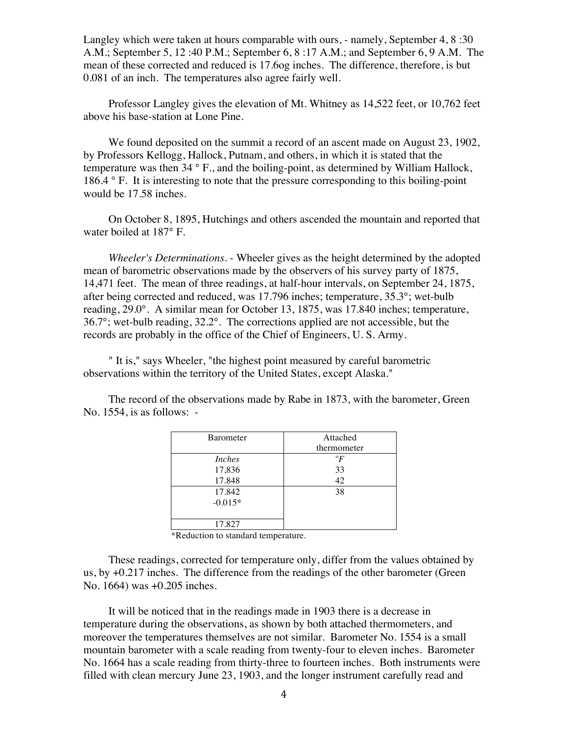Langley which were taken at hours comparable with ours, - namely, September 4, 8 :30 A.M.; September 5, 12 :40 P.M.; September 6, 8 :17 A.M.; and September 6, 9 A.M. The mean of these corrected and reduced is 17.6og inches. The difference, therefore, is but 0.081 of an inch. The temperatures also agree fairly well.

Professor Langley gives the elevation of Mt. Whitney as 14,522 feet, or 10,762 feet above his base-station at Lone Pine.

We found deposited on the summit a record of an ascent made on August 23, 1902, by Professors Kellogg, Hallock, Putnam, and others, in which it is stated that the temperature was then 34 ° F., and the boiling-point, as determined by William Hallock, 186.4 ° F. It is interesting to note that the pressure corresponding to this boiling-point would be 17.58 inches.

On October 8, 1895, Hutchings and others ascended the mountain and reported that water boiled at 187° F.

*Wheeler's Determinations*. - Wheeler gives as the height determined by the adopted mean of barometric observations made by the observers of his survey party of 1875, 14,471 feet. The mean of three readings, at half-hour intervals, on September 24, 1875, after being corrected and reduced, was 17.796 inches; temperature, 35.3°; wet-bulb reading, 29.0°. A similar mean for October 13, 1875, was 17.840 inches; temperature, 36.7°; wet-bulb reading, 32.2°. The corrections applied are not accessible, but the records are probably in the office of the Chief of Engineers, U. S. Army.

" It is," says Wheeler, "the highest point measured by careful barometric observations within the territory of the United States, except Alaska."

The record of the observations made by Rabe in 1873, with the barometer, Green No. 1554, is as follows: -

| Barometer | Attached thermometer |
|---|---|
| *Inches* | *°F* |
| 17,836 | 33 |
| 17.848 | 42 |
| 17.842 | 38 |
| -0.015* | |
| 17.827 | |

*Reduction to standard temperature.

These readings, corrected for temperature only, differ from the values obtained by us, by +0.217 inches. The difference from the readings of the other barometer (Green No. 1664) was +0.205 inches.

It will be noticed that in the readings made in 1903 there is a decrease in temperature during the observations, as shown by both attached thermometers, and moreover the temperatures themselves are not similar. Barometer No. 1554 is a small mountain barometer with a scale reading from twenty-four to eleven inches. Barometer No. 1664 has a scale reading from thirty-three to fourteen inches. Both instruments were filled with clean mercury June 23, 1903, and the longer instrument carefully read and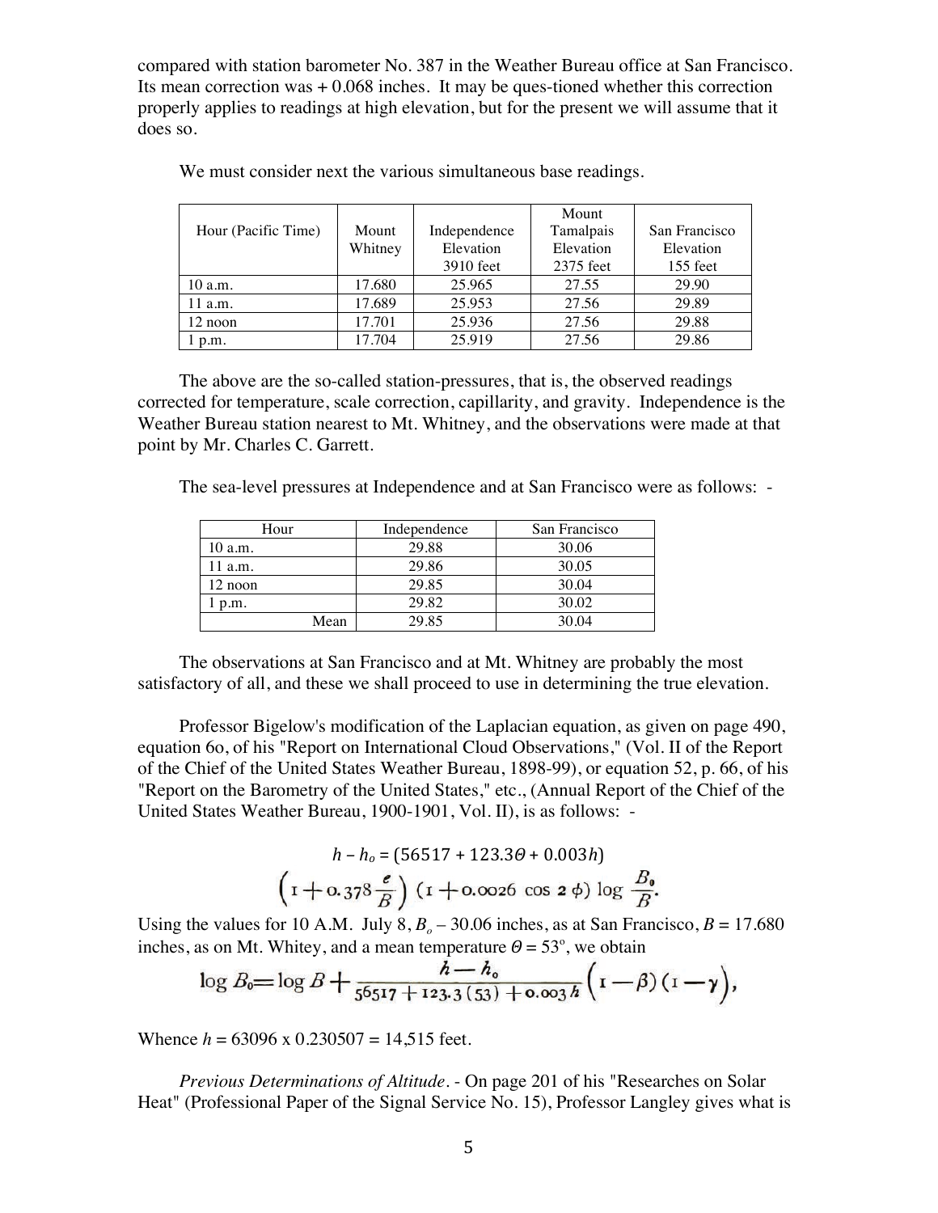compared with station barometer No. 387 in the Weather Bureau office at San Francisco. Its mean correction was + 0.068 inches. It may be ques-tioned whether this correction properly applies to readings at high elevation, but for the present we will assume that it does so.

We must consider next the various simultaneous base readings.

| Hour (Pacific Time) | Mount Whitney | Independence Elevation 3910 feet | Mount Tamalpais Elevation 2375 feet | San Francisco Elevation 155 feet |
|---|---|---|---|---|
| 10 a.m. | 17.680 | 25.965 | 27.55 | 29.90 |
| 11 a.m. | 17.689 | 25.953 | 27.56 | 29.89 |
| 12 noon | 17.701 | 25.936 | 27.56 | 29.88 |
| 1 p.m. | 17.704 | 25.919 | 27.56 | 29.86 |

The above are the so-called station-pressures, that is, the observed readings corrected for temperature, scale correction, capillarity, and gravity. Independence is the Weather Bureau station nearest to Mt. Whitney, and the observations were made at that point by Mr. Charles C. Garrett.

The sea-level pressures at Independence and at San Francisco were as follows: -

| Hour | Independence | San Francisco |
|---|---|---|
| 10 a.m. | 29.88 | 30.06 |
| 11 a.m. | 29.86 | 30.05 |
| 12 noon | 29.85 | 30.04 |
| 1 p.m. | 29.82 | 30.02 |
| Mean | 29.85 | 30.04 |

The observations at San Francisco and at Mt. Whitney are probably the most satisfactory of all, and these we shall proceed to use in determining the true elevation.

Professor Bigelow's modification of the Laplacian equation, as given on page 490, equation 60, of his "Report on International Cloud Observations," (Vol. II of the Report of the Chief of the United States Weather Bureau, 1898-99), or equation 52, p. 66, of his "Report on the Barometry of the United States," etc., (Annual Report of the Chief of the United States Weather Bureau, 1900-1901, Vol. II), is as follows: -

$$h - h_o = (56517 + 123.3\theta + 0.003h)$$

$$\left(1 + 0.378\frac{e}{B}\right)(1 + 0.0026\ \cos\ 2\phi)\log\frac{B_0}{B}.$$

Using the values for 10 A.M. July 8, $B_o$ – 30.06 inches, as at San Francisco, $B$ = 17.680 inches, as on Mt. Whitey, and a mean temperature $\theta$ = 53°, we obtain

$$\log B_0 = \log B + \frac{h - h_o}{56517 + 123.3\,(53) + 0.003\,h}\left(1 - \beta\right)\left(1 - \gamma\right),$$

Whence $h$ = 63096 x 0.230507 = 14,515 feet.

*Previous Determinations of Altitude*. - On page 201 of his "Researches on Solar Heat" (Professional Paper of the Signal Service No. 15), Professor Langley gives what is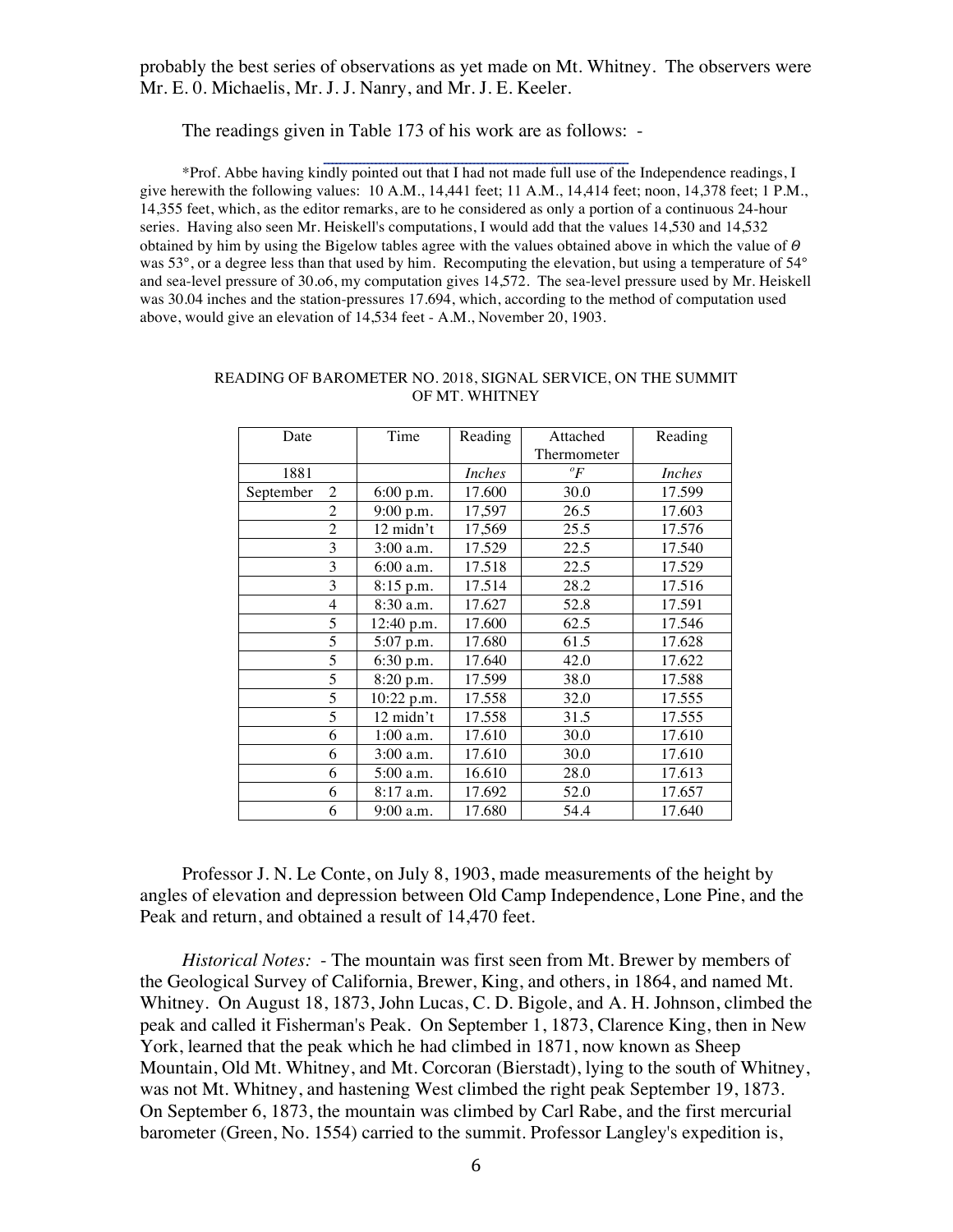probably the best series of observations as yet made on Mt. Whitney. The observers were Mr. E. 0. Michaelis, Mr. J. J. Nanry, and Mr. J. E. Keeler.

The readings given in Table 173 of his work are as follows: -

---

*Prof. Abbe having kindly pointed out that I had not made full use of the Independence readings, I give herewith the following values: 10 A.M., 14,441 feet; 11 A.M., 14,414 feet; noon, 14,378 feet; 1 P.M., 14,355 feet, which, as the editor remarks, are to he considered as only a portion of a continuous 24-hour series. Having also seen Mr. Heiskell's computations, I would add that the values 14,530 and 14,532 obtained by him by using the Bigelow tables agree with the values obtained above in which the value of $\theta$ was 53°, or a degree less than that used by him. Recomputing the elevation, but using a temperature of 54° and sea-level pressure of 30.o6, my computation gives 14,572. The sea-level pressure used by Mr. Heiskell was 30.04 inches and the station-pressures 17.694, which, according to the method of computation used above, would give an elevation of 14,534 feet - A.M., November 20, 1903.

READING OF BAROMETER NO. 2018, SIGNAL SERVICE, ON THE SUMMIT OF MT. WHITNEY

| Date | | Time | Reading | Attached Thermometer | Reading |
|---|---|---|---|---|---|
| 1881 | | | *Inches* | *°F* | *Inches* |
| September | 2 | 6:00 p.m. | 17.600 | 30.0 | 17.599 |
| | 2 | 9:00 p.m. | 17,597 | 26.5 | 17.603 |
| | 2 | 12 midn't | 17,569 | 25.5 | 17.576 |
| | 3 | 3:00 a.m. | 17.529 | 22.5 | 17.540 |
| | 3 | 6:00 a.m. | 17.518 | 22.5 | 17.529 |
| | 3 | 8:15 p.m. | 17.514 | 28.2 | 17.516 |
| | 4 | 8:30 a.m. | 17.627 | 52.8 | 17.591 |
| | 5 | 12:40 p.m. | 17.600 | 62.5 | 17.546 |
| | 5 | 5:07 p.m. | 17.680 | 61.5 | 17.628 |
| | 5 | 6:30 p.m. | 17.640 | 42.0 | 17.622 |
| | 5 | 8:20 p.m. | 17.599 | 38.0 | 17.588 |
| | 5 | 10:22 p.m. | 17.558 | 32.0 | 17.555 |
| | 5 | 12 midn't | 17.558 | 31.5 | 17.555 |
| | 6 | 1:00 a.m. | 17.610 | 30.0 | 17.610 |
| | 6 | 3:00 a.m. | 17.610 | 30.0 | 17.610 |
| | 6 | 5:00 a.m. | 16.610 | 28.0 | 17.613 |
| | 6 | 8:17 a.m. | 17.692 | 52.0 | 17.657 |
| | 6 | 9:00 a.m. | 17.680 | 54.4 | 17.640 |

Professor J. N. Le Conte, on July 8, 1903, made measurements of the height by angles of elevation and depression between Old Camp Independence, Lone Pine, and the Peak and return, and obtained a result of 14,470 feet.

*Historical Notes:* - The mountain was first seen from Mt. Brewer by members of the Geological Survey of California, Brewer, King, and others, in 1864, and named Mt. Whitney. On August 18, 1873, John Lucas, C. D. Bigole, and A. H. Johnson, climbed the peak and called it Fisherman's Peak. On September 1, 1873, Clarence King, then in New York, learned that the peak which he had climbed in 1871, now known as Sheep Mountain, Old Mt. Whitney, and Mt. Corcoran (Bierstadt), lying to the south of Whitney, was not Mt. Whitney, and hastening West climbed the right peak September 19, 1873. On September 6, 1873, the mountain was climbed by Carl Rabe, and the first mercurial barometer (Green, No. 1554) carried to the summit. Professor Langley's expedition is,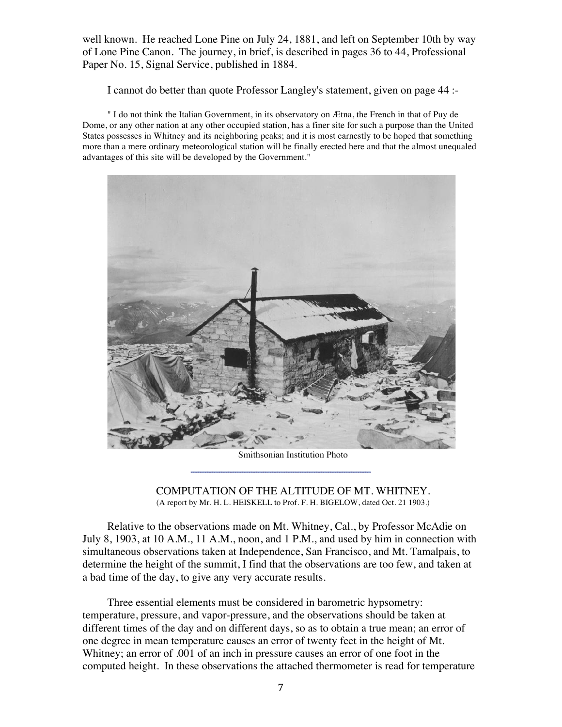well known. He reached Lone Pine on July 24, 1881, and left on September 10th by way of Lone Pine Canon. The journey, in brief, is described in pages 36 to 44, Professional Paper No. 15, Signal Service, published in 1884.

I cannot do better than quote Professor Langley's statement, given on page 44 :-

> " I do not think the Italian Government, in its observatory on Ætna, the French in that of Puy de Dome, or any other nation at any other occupied station, has a finer site for such a purpose than the United States possesses in Whitney and its neighboring peaks; and it is most earnestly to be hoped that something more than a mere ordinary meteorological station will be finally erected here and that the almost unequaled advantages of this site will be developed by the Government."

Smithsonian Institution Photo

---

## COMPUTATION OF THE ALTITUDE OF MT. WHITNEY.

(A report by Mr. H. L. HEISKELL to Prof. F. H. BIGELOW, dated Oct. 21 1903.)

Relative to the observations made on Mt. Whitney, Cal., by Professor McAdie on July 8, 1903, at 10 A.M., 11 A.M., noon, and 1 P.M., and used by him in connection with simultaneous observations taken at Independence, San Francisco, and Mt. Tamalpais, to determine the height of the summit, I find that the observations are too few, and taken at a bad time of the day, to give any very accurate results.

Three essential elements must be considered in barometric hypsometry: temperature, pressure, and vapor-pressure, and the observations should be taken at different times of the day and on different days, so as to obtain a true mean; an error of one degree in mean temperature causes an error of twenty feet in the height of Mt. Whitney; an error of .001 of an inch in pressure causes an error of one foot in the computed height. In these observations the attached thermometer is read for temperature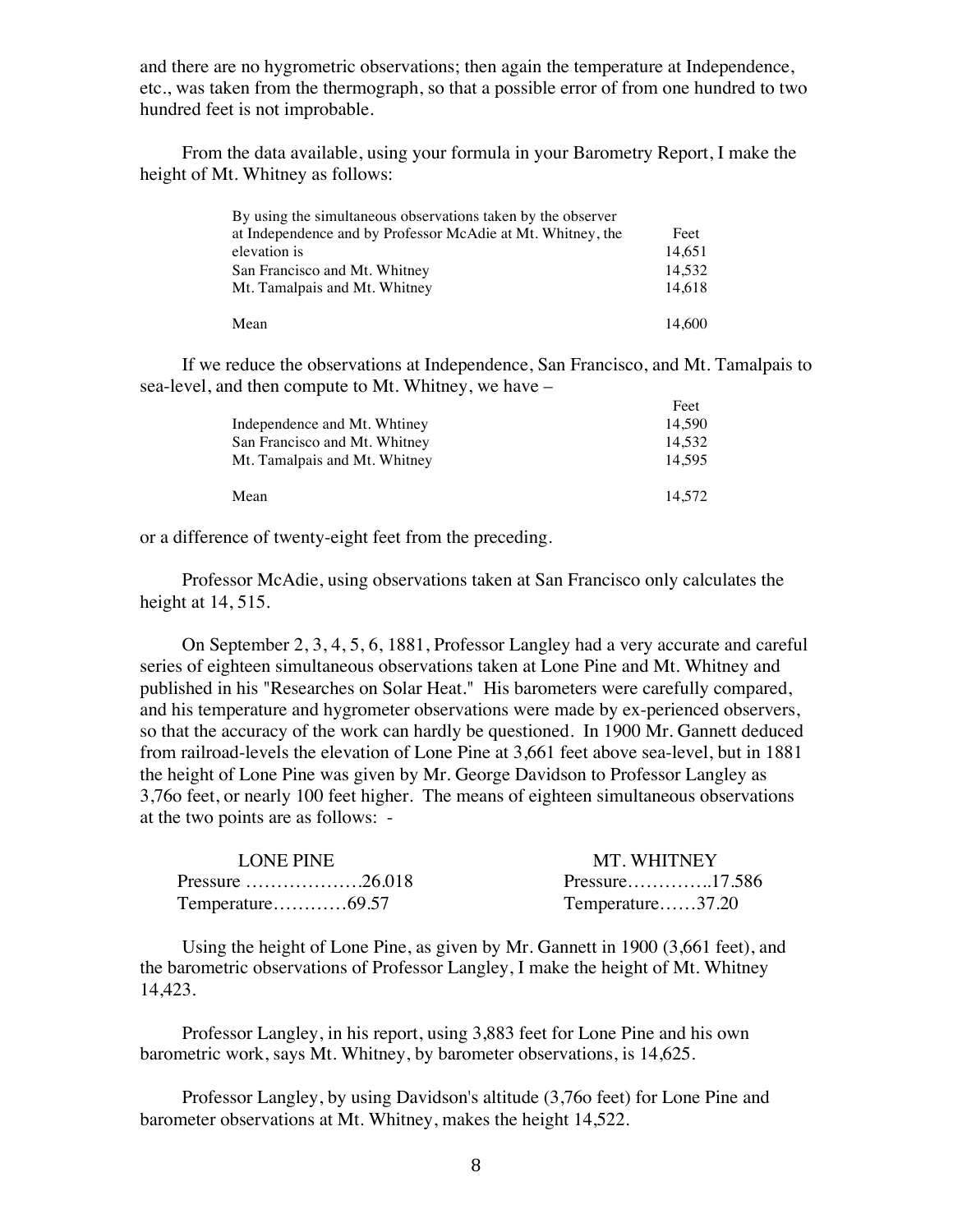and there are no hygrometric observations; then again the temperature at Independence, etc., was taken from the thermograph, so that a possible error of from one hundred to two hundred feet is not improbable.

From the data available, using your formula in your Barometry Report, I make the height of Mt. Whitney as follows:

| | Feet |
|---|---|
| By using the simultaneous observations taken by the observer at Independence and by Professor McAdie at Mt. Whitney, the elevation is | 14,651 |
| San Francisco and Mt. Whitney | 14,532 |
| Mt. Tamalpais and Mt. Whitney | 14,618 |
| Mean | 14,600 |

If we reduce the observations at Independence, San Francisco, and Mt. Tamalpais to sea-level, and then compute to Mt. Whitney, we have –

| | Feet |
|---|---|
| Independence and Mt. Whtiney | 14,590 |
| San Francisco and Mt. Whitney | 14,532 |
| Mt. Tamalpais and Mt. Whitney | 14,595 |
| Mean | 14,572 |

or a difference of twenty-eight feet from the preceding.

Professor McAdie, using observations taken at San Francisco only calculates the height at 14, 515.

On September 2, 3, 4, 5, 6, 1881, Professor Langley had a very accurate and careful series of eighteen simultaneous observations taken at Lone Pine and Mt. Whitney and published in his "Researches on Solar Heat." His barometers were carefully compared, and his temperature and hygrometer observations were made by ex-perienced observers, so that the accuracy of the work can hardly be questioned. In 1900 Mr. Gannett deduced from railroad-levels the elevation of Lone Pine at 3,661 feet above sea-level, but in 1881 the height of Lone Pine was given by Mr. George Davidson to Professor Langley as 3,76o feet, or nearly 100 feet higher. The means of eighteen simultaneous observations at the two points are as follows: -

| LONE PINE | | MT. WHITNEY | |
|---|---|---|---|
| Pressure | 26.018 | Pressure | 17.586 |
| Temperature | 69.57 | Temperature | 37.20 |

Using the height of Lone Pine, as given by Mr. Gannett in 1900 (3,661 feet), and the barometric observations of Professor Langley, I make the height of Mt. Whitney 14,423.

Professor Langley, in his report, using 3,883 feet for Lone Pine and his own barometric work, says Mt. Whitney, by barometer observations, is 14,625.

Professor Langley, by using Davidson's altitude (3,76o feet) for Lone Pine and barometer observations at Mt. Whitney, makes the height 14,522.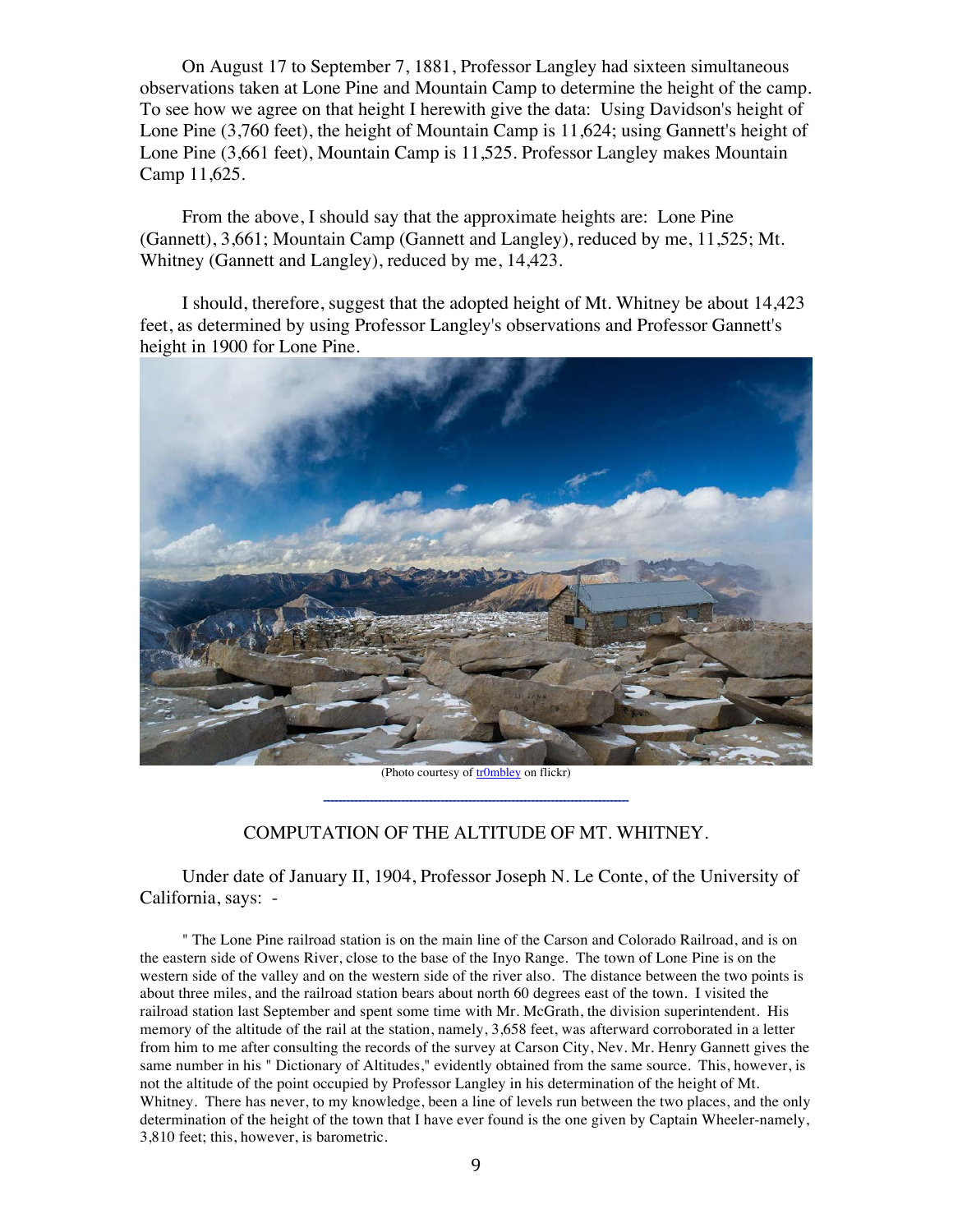On August 17 to September 7, 1881, Professor Langley had sixteen simultaneous observations taken at Lone Pine and Mountain Camp to determine the height of the camp. To see how we agree on that height I herewith give the data: Using Davidson's height of Lone Pine (3,760 feet), the height of Mountain Camp is 11,624; using Gannett's height of Lone Pine (3,661 feet), Mountain Camp is 11,525. Professor Langley makes Mountain Camp 11,625.

From the above, I should say that the approximate heights are: Lone Pine (Gannett), 3,661; Mountain Camp (Gannett and Langley), reduced by me, 11,525; Mt. Whitney (Gannett and Langley), reduced by me, 14,423.

I should, therefore, suggest that the adopted height of Mt. Whitney be about 14,423 feet, as determined by using Professor Langley's observations and Professor Gannett's height in 1900 for Lone Pine.

(Photo courtesy of tr0mbley on flickr)

---

## COMPUTATION OF THE ALTITUDE OF MT. WHITNEY.

Under date of January II, 1904, Professor Joseph N. Le Conte, of the University of California, says: -

" The Lone Pine railroad station is on the main line of the Carson and Colorado Railroad, and is on the eastern side of Owens River, close to the base of the Inyo Range. The town of Lone Pine is on the western side of the valley and on the western side of the river also. The distance between the two points is about three miles, and the railroad station bears about north 60 degrees east of the town. I visited the railroad station last September and spent some time with Mr. McGrath, the division superintendent. His memory of the altitude of the rail at the station, namely, 3,658 feet, was afterward corroborated in a letter from him to me after consulting the records of the survey at Carson City, Nev. Mr. Henry Gannett gives the same number in his " Dictionary of Altitudes," evidently obtained from the same source. This, however, is not the altitude of the point occupied by Professor Langley in his determination of the height of Mt. Whitney. There has never, to my knowledge, been a line of levels run between the two places, and the only determination of the height of the town that I have ever found is the one given by Captain Wheeler-namely, 3,810 feet; this, however, is barometric.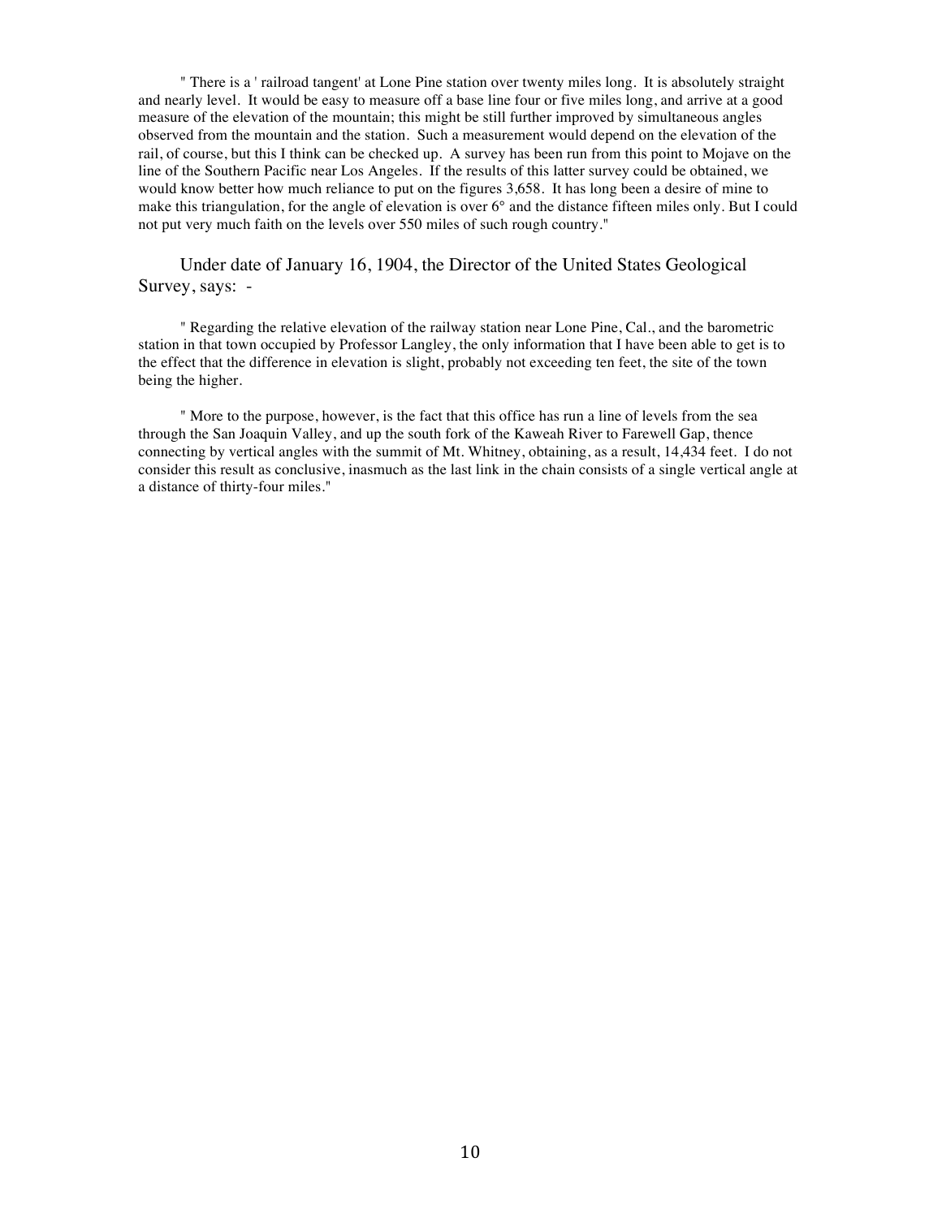" There is a ' railroad tangent' at Lone Pine station over twenty miles long. It is absolutely straight and nearly level. It would be easy to measure off a base line four or five miles long, and arrive at a good measure of the elevation of the mountain; this might be still further improved by simultaneous angles observed from the mountain and the station. Such a measurement would depend on the elevation of the rail, of course, but this I think can be checked up. A survey has been run from this point to Mojave on the line of the Southern Pacific near Los Angeles. If the results of this latter survey could be obtained, we would know better how much reliance to put on the figures 3,658. It has long been a desire of mine to make this triangulation, for the angle of elevation is over 6° and the distance fifteen miles only. But I could not put very much faith on the levels over 550 miles of such rough country."

Under date of January 16, 1904, the Director of the United States Geological Survey, says: -

" Regarding the relative elevation of the railway station near Lone Pine, Cal., and the barometric station in that town occupied by Professor Langley, the only information that I have been able to get is to the effect that the difference in elevation is slight, probably not exceeding ten feet, the site of the town being the higher.

" More to the purpose, however, is the fact that this office has run a line of levels from the sea through the San Joaquin Valley, and up the south fork of the Kaweah River to Farewell Gap, thence connecting by vertical angles with the summit of Mt. Whitney, obtaining, as a result, 14,434 feet. I do not consider this result as conclusive, inasmuch as the last link in the chain consists of a single vertical angle at a distance of thirty-four miles."